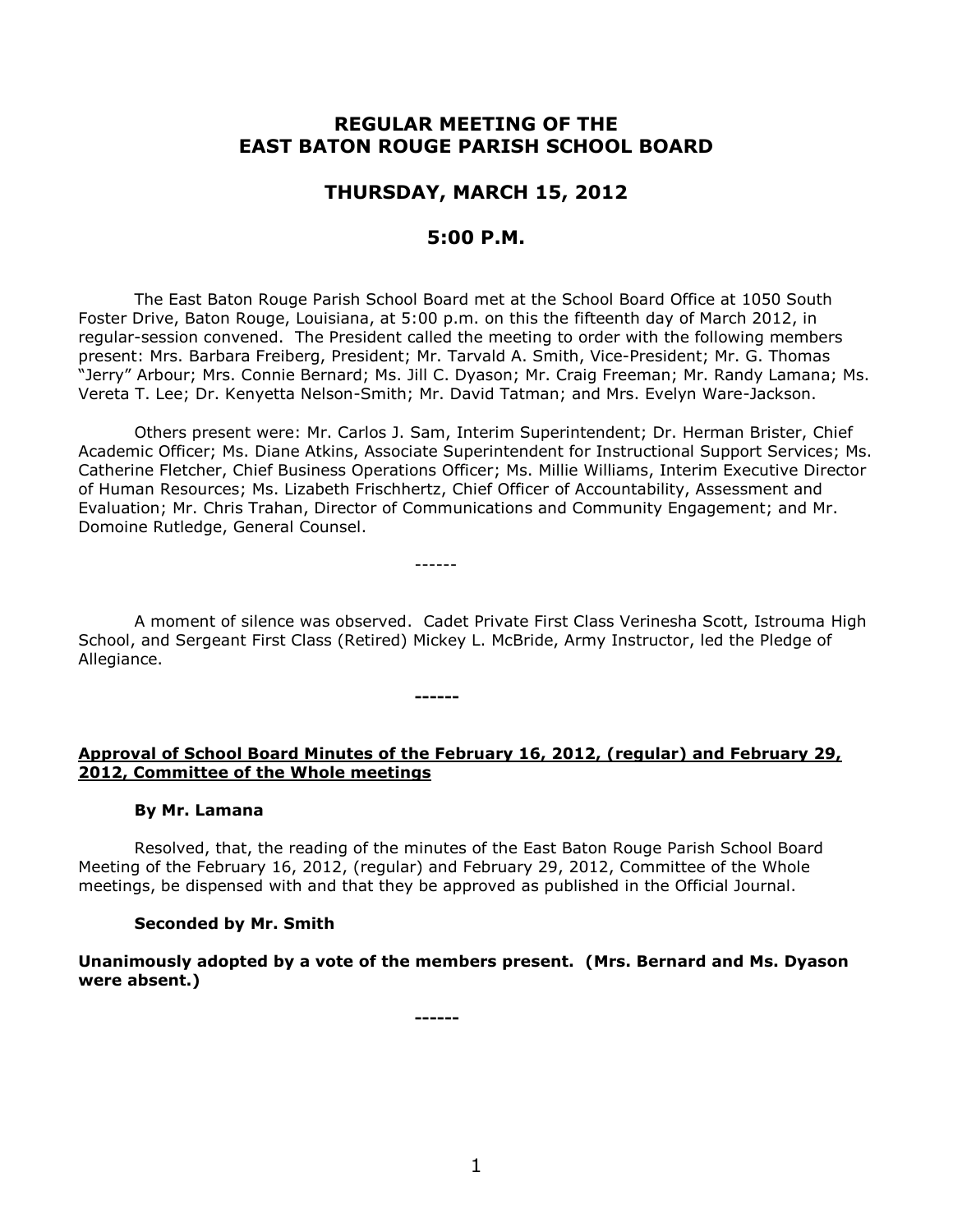# REGULAR MEETING OF THE EAST BATON ROUGE PARISH SCHOOL BOARD

## THURSDAY, MARCH 15, 2012

## 5:00 P.M.

The East Baton Rouge Parish School Board met at the School Board Office at 1050 South Foster Drive, Baton Rouge, Louisiana, at 5:00 p.m. on this the fifteenth day of March 2012, in regular-session convened. The President called the meeting to order with the following members present: Mrs. Barbara Freiberg, President; Mr. Tarvald A. Smith, Vice-President; Mr. G. Thomas "Jerry" Arbour; Mrs. Connie Bernard; Ms. Jill C. Dyason; Mr. Craig Freeman; Mr. Randy Lamana; Ms. Vereta T. Lee; Dr. Kenyetta Nelson-Smith; Mr. David Tatman; and Mrs. Evelyn Ware-Jackson.

Others present were: Mr. Carlos J. Sam, Interim Superintendent; Dr. Herman Brister, Chief Academic Officer; Ms. Diane Atkins, Associate Superintendent for Instructional Support Services; Ms. Catherine Fletcher, Chief Business Operations Officer; Ms. Millie Williams, Interim Executive Director of Human Resources; Ms. Lizabeth Frischhertz, Chief Officer of Accountability, Assessment and Evaluation; Mr. Chris Trahan, Director of Communications and Community Engagement; and Mr. Domoine Rutledge, General Counsel.

------

A moment of silence was observed. Cadet Private First Class Verinesha Scott, Istrouma High School, and Sergeant First Class (Retired) Mickey L. McBride, Army Instructor, led the Pledge of Allegiance.

**------**

**Approval of School Board Minutes of the February 16, 2012, (regular) and February 29, 2012, Committee of the Whole meetings**

**By Mr. Lamana**

Resolved, that, the reading of the minutes of the East Baton Rouge Parish School Board Meeting of the February 16, 2012, (regular) and February 29, 2012, Committee of the Whole meetings, be dispensed with and that they be approved as published in the Official Journal.

**Seconded by Mr. Smith**

**Unanimously adopted by a vote of the members present. (Mrs. Bernard and Ms. Dyason were absent.)**

**------**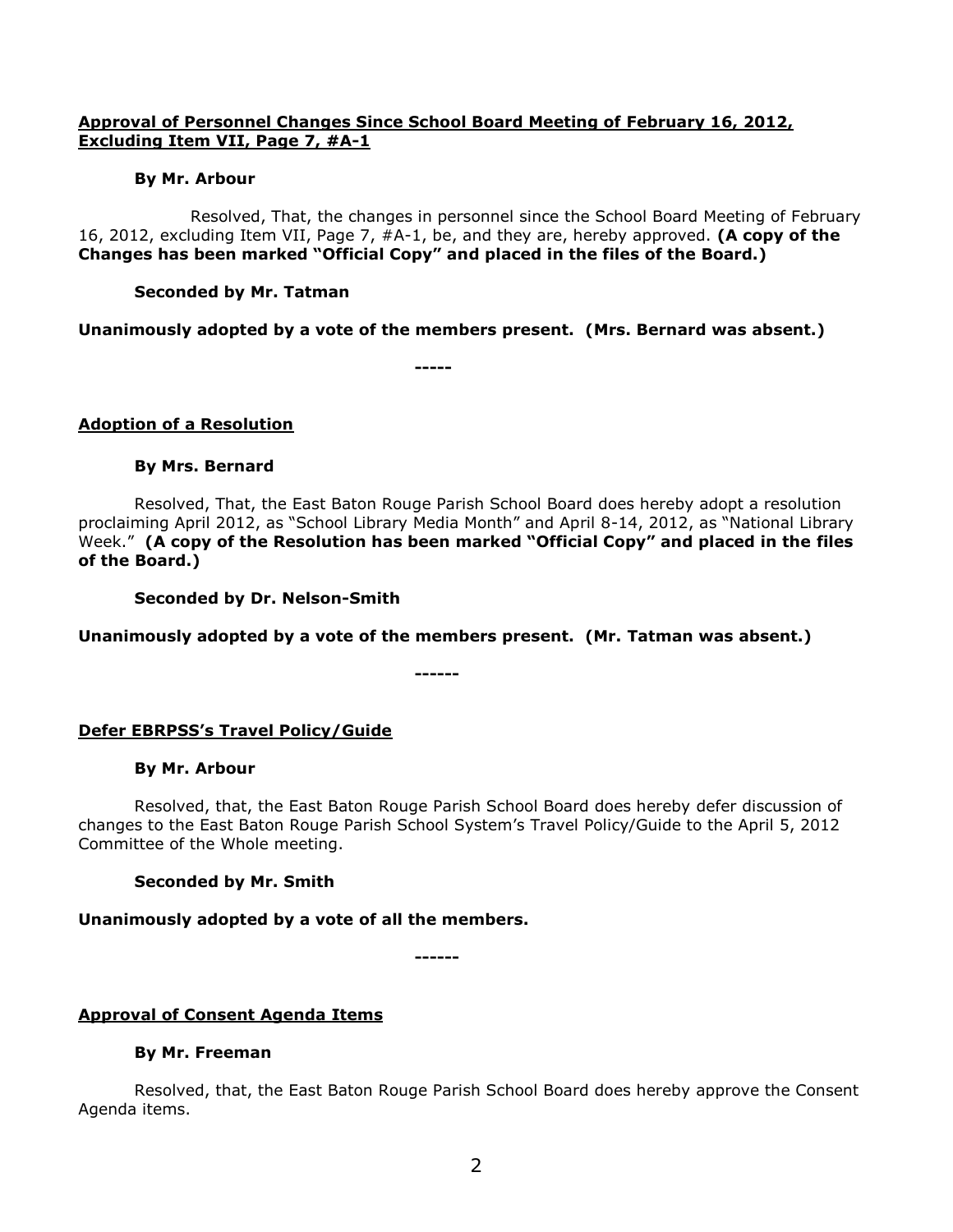**Approval of Personnel Changes Since School Board Meeting of February 16, 2012, Excluding Item VII, Page 7, #A-1**

**By Mr. Arbour**

Resolved, That, the changes in personnel since the School Board Meeting of February 16, 2012, excluding Item VII, Page 7, #A-1, be, and they are, hereby approved. **(A copy of the Changes has been marked "Official Copy" and placed in the files of the Board.)**

**Seconded by Mr. Tatman**

**Unanimously adopted by a vote of the members present. (Mrs. Bernard was absent.)**

-----

**Adoption of a Resolution**

**By Mrs. Bernard**

Resolved, That, the East Baton Rouge Parish School Board does hereby adopt a resolution proclaiming April 2012, as "School Library Media Month" and April 8-14, 2012, as "National Library Week." **(A copy of the Resolution has been marked "Official Copy" and placed in the files of the Board.)**

**Seconded by Dr. Nelson-Smith**

**Unanimously adopted by a vote of the members present. (Mr. Tatman was absent.)**

------

**Defer EBRPSS's Travel Policy/Guide**

**By Mr. Arbour**

Resolved, that, the East Baton Rouge Parish School Board does hereby defer discussion of changes to the East Baton Rouge Parish School System's Travel Policy/Guide to the April 5, 2012 Committee of the Whole meeting.

**Seconded by Mr. Smith**

**Unanimously adopted by a vote of all the members.**

------

**Approval of Consent Agenda Items**

**By Mr. Freeman**

Resolved, that, the East Baton Rouge Parish School Board does hereby approve the Consent Agenda items.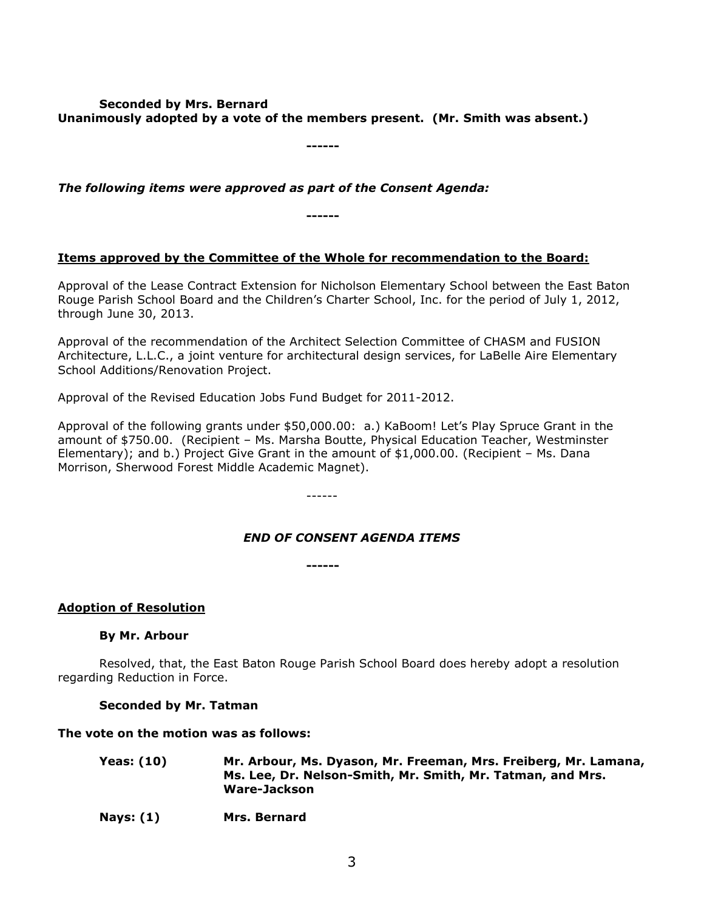**Seconded by Mrs. Bernard**
**Unanimously adopted by a vote of the members present. (Mr. Smith was absent.)**

**------**

***The following items were approved as part of the Consent Agenda:***

**------**

**Items approved by the Committee of the Whole for recommendation to the Board:**

Approval of the Lease Contract Extension for Nicholson Elementary School between the East Baton Rouge Parish School Board and the Children's Charter School, Inc. for the period of July 1, 2012, through June 30, 2013.

Approval of the recommendation of the Architect Selection Committee of CHASM and FUSION Architecture, L.L.C., a joint venture for architectural design services, for LaBelle Aire Elementary School Additions/Renovation Project.

Approval of the Revised Education Jobs Fund Budget for 2011-2012.

Approval of the following grants under $50,000.00: a.) KaBoom! Let's Play Spruce Grant in the amount of $750.00. (Recipient – Ms. Marsha Boutte, Physical Education Teacher, Westminster Elementary); and b.) Project Give Grant in the amount of $1,000.00. (Recipient – Ms. Dana Morrison, Sherwood Forest Middle Academic Magnet).

------

***END OF CONSENT AGENDA ITEMS***

**------**

**Adoption of Resolution**

**By Mr. Arbour**

Resolved, that, the East Baton Rouge Parish School Board does hereby adopt a resolution regarding Reduction in Force.

**Seconded by Mr. Tatman**

**The vote on the motion was as follows:**

**Yeas: (10)** **Mr. Arbour, Ms. Dyason, Mr. Freeman, Mrs. Freiberg, Mr. Lamana, Ms. Lee, Dr. Nelson-Smith, Mr. Smith, Mr. Tatman, and Mrs. Ware-Jackson**

**Nays: (1)** **Mrs. Bernard**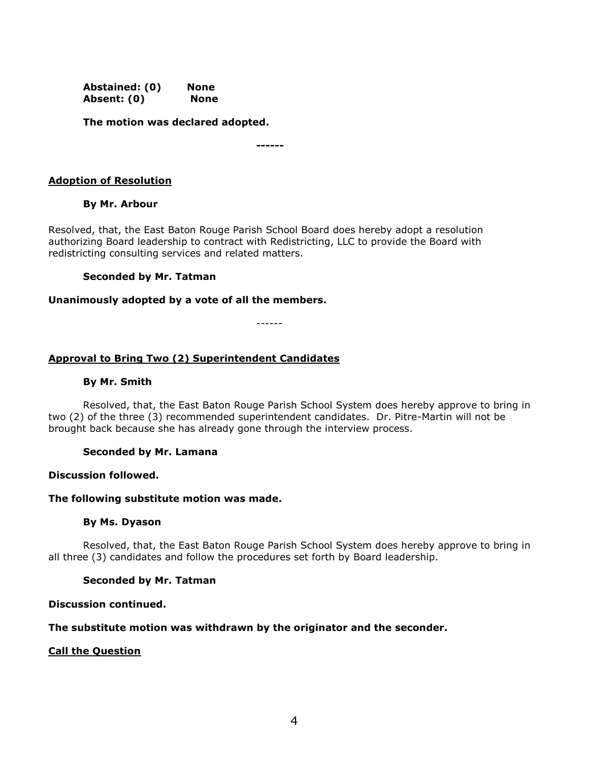**Abstained: (0)  None**
**Absent: (0)  None**

**The motion was declared adopted.**

**------**

**Adoption of Resolution**

**By Mr. Arbour**

Resolved, that, the East Baton Rouge Parish School Board does hereby adopt a resolution authorizing Board leadership to contract with Redistricting, LLC to provide the Board with redistricting consulting services and related matters.

**Seconded by Mr. Tatman**

**Unanimously adopted by a vote of all the members.**

------

**Approval to Bring Two (2) Superintendent Candidates**

**By Mr. Smith**

Resolved, that, the East Baton Rouge Parish School System does hereby approve to bring in two (2) of the three (3) recommended superintendent candidates. Dr. Pitre-Martin will not be brought back because she has already gone through the interview process.

**Seconded by Mr. Lamana**

**Discussion followed.**

**The following substitute motion was made.**

**By Ms. Dyason**

Resolved, that, the East Baton Rouge Parish School System does hereby approve to bring in all three (3) candidates and follow the procedures set forth by Board leadership.

**Seconded by Mr. Tatman**

**Discussion continued.**

**The substitute motion was withdrawn by the originator and the seconder.**

**Call the Question**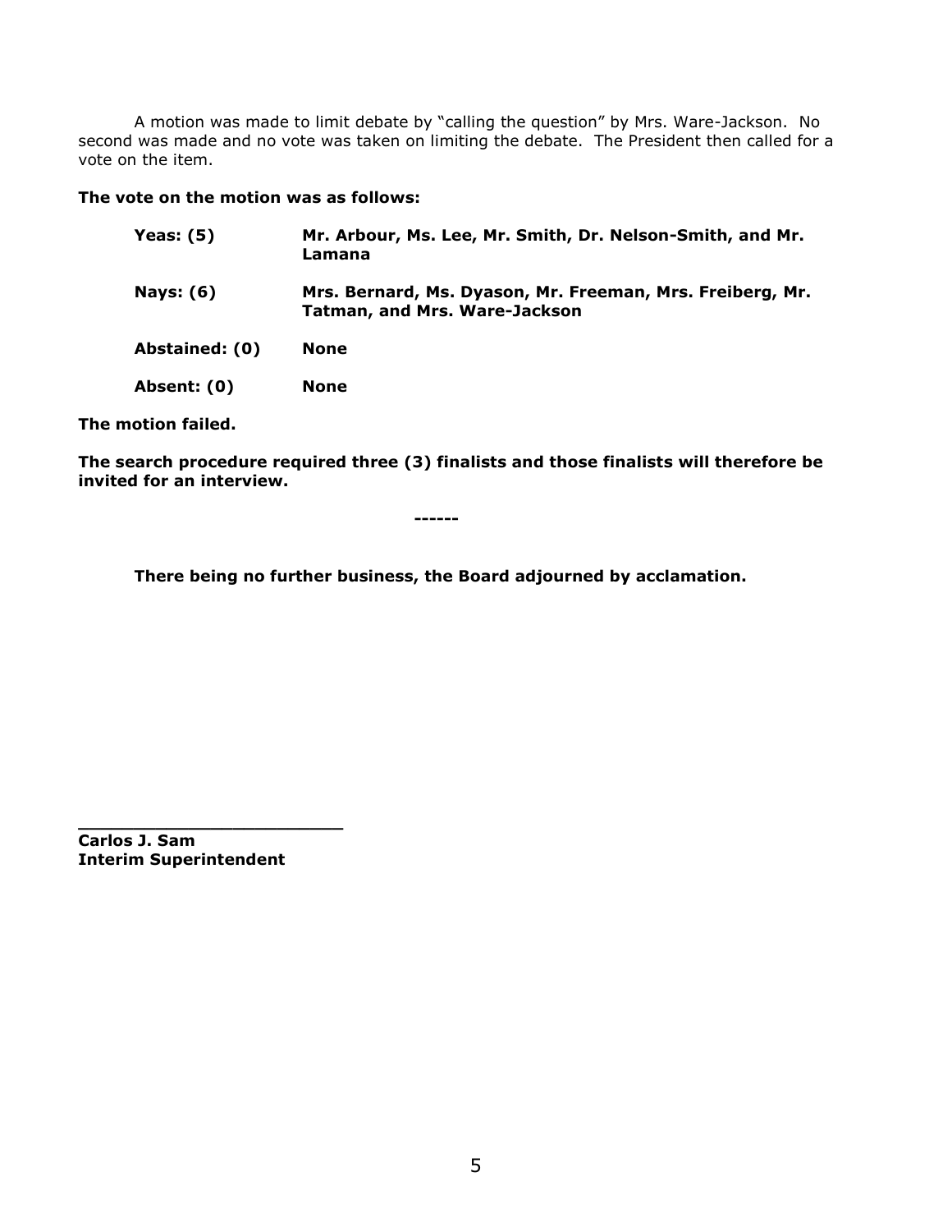A motion was made to limit debate by "calling the question" by Mrs. Ware-Jackson. No second was made and no vote was taken on limiting the debate. The President then called for a vote on the item.

**The vote on the motion was as follows:**

| | |
|---|---|
| **Yeas: (5)** | **Mr. Arbour, Ms. Lee, Mr. Smith, Dr. Nelson-Smith, and Mr. Lamana** |
| **Nays: (6)** | **Mrs. Bernard, Ms. Dyason, Mr. Freeman, Mrs. Freiberg, Mr. Tatman, and Mrs. Ware-Jackson** |
| **Abstained: (0)** | **None** |
| **Absent: (0)** | **None** |

**The motion failed.**

**The search procedure required three (3) finalists and those finalists will therefore be invited for an interview.**

------

**There being no further business, the Board adjourned by acclamation.**

_________________________

**Carlos J. Sam**
**Interim Superintendent**